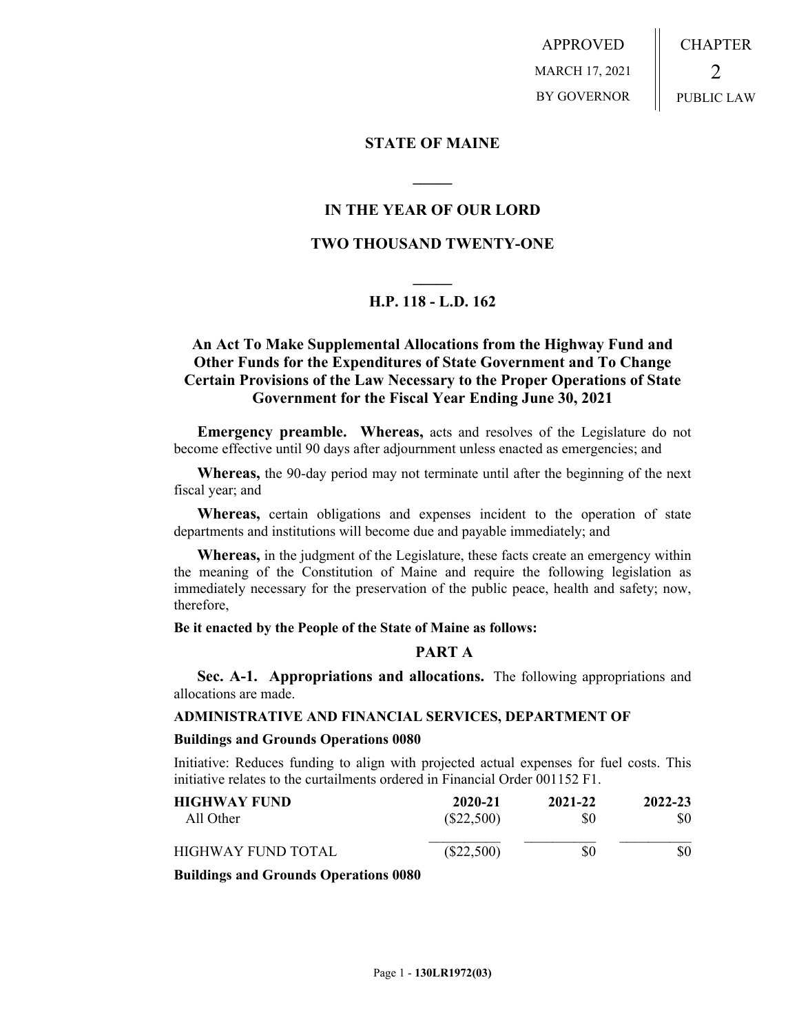APPROVED
MARCH 17, 2021
BY GOVERNOR

CHAPTER
2
PUBLIC LAW

# STATE OF MAINE

## IN THE YEAR OF OUR LORD

## TWO THOUSAND TWENTY-ONE

## H.P. 118 - L.D. 162

## An Act To Make Supplemental Allocations from the Highway Fund and Other Funds for the Expenditures of State Government and To Change Certain Provisions of the Law Necessary to the Proper Operations of State Government for the Fiscal Year Ending June 30, 2021

**Emergency preamble. Whereas,** acts and resolves of the Legislature do not become effective until 90 days after adjournment unless enacted as emergencies; and

**Whereas,** the 90-day period may not terminate until after the beginning of the next fiscal year; and

**Whereas,** certain obligations and expenses incident to the operation of state departments and institutions will become due and payable immediately; and

**Whereas,** in the judgment of the Legislature, these facts create an emergency within the meaning of the Constitution of Maine and require the following legislation as immediately necessary for the preservation of the public peace, health and safety; now, therefore,

**Be it enacted by the People of the State of Maine as follows:**

## PART A

**Sec. A-1. Appropriations and allocations.** The following appropriations and allocations are made.

**ADMINISTRATIVE AND FINANCIAL SERVICES, DEPARTMENT OF**

**Buildings and Grounds Operations 0080**

Initiative: Reduces funding to align with projected actual expenses for fuel costs. This initiative relates to the curtailments ordered in Financial Order 001152 F1.

| HIGHWAY FUND | 2020-21 | 2021-22 | 2022-23 |
|---|---|---|---|
| All Other | ($22,500) | $0 | $0 |
| HIGHWAY FUND TOTAL | ($22,500) | $0 | $0 |

**Buildings and Grounds Operations 0080**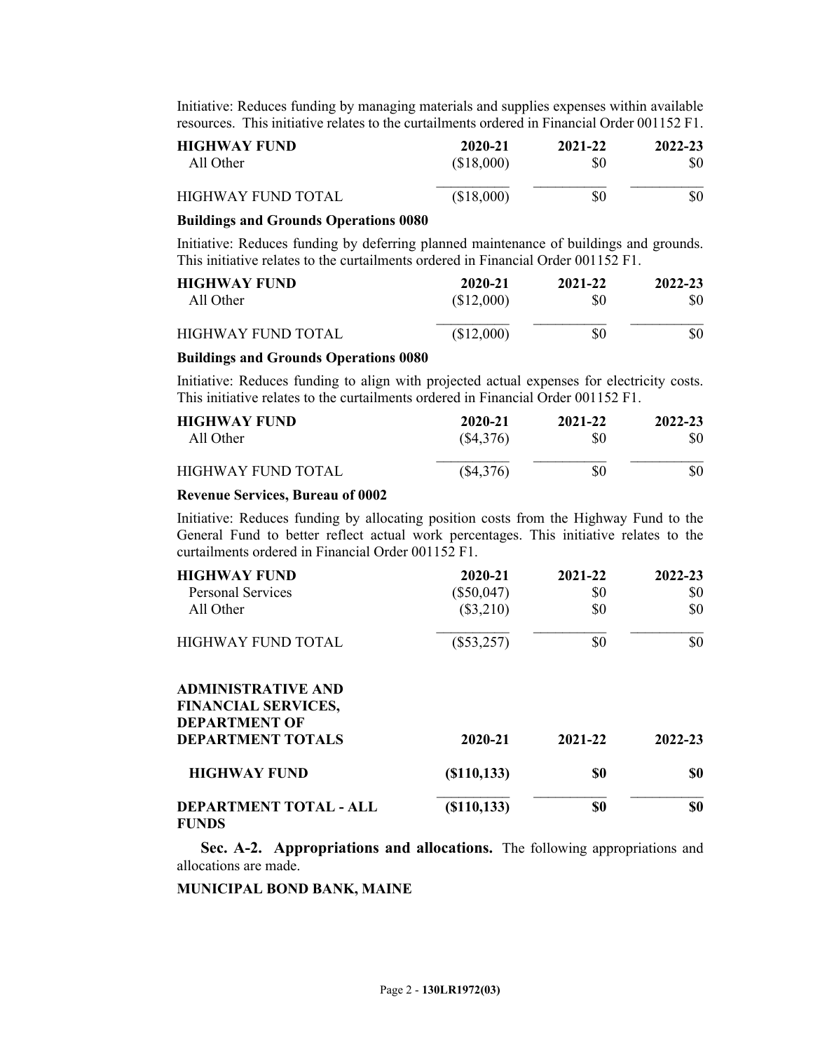Initiative: Reduces funding by managing materials and supplies expenses within available resources. This initiative relates to the curtailments ordered in Financial Order 001152 F1.

| HIGHWAY FUND | 2020-21 | 2021-22 | 2022-23 |
|---|---|---|---|
| All Other | ($18,000) | $0 | $0 |
| HIGHWAY FUND TOTAL | ($18,000) | $0 | $0 |

**Buildings and Grounds Operations 0080**

Initiative: Reduces funding by deferring planned maintenance of buildings and grounds. This initiative relates to the curtailments ordered in Financial Order 001152 F1.

| HIGHWAY FUND | 2020-21 | 2021-22 | 2022-23 |
|---|---|---|---|
| All Other | ($12,000) | $0 | $0 |
| HIGHWAY FUND TOTAL | ($12,000) | $0 | $0 |

**Buildings and Grounds Operations 0080**

Initiative: Reduces funding to align with projected actual expenses for electricity costs. This initiative relates to the curtailments ordered in Financial Order 001152 F1.

| HIGHWAY FUND | 2020-21 | 2021-22 | 2022-23 |
|---|---|---|---|
| All Other | ($4,376) | $0 | $0 |
| HIGHWAY FUND TOTAL | ($4,376) | $0 | $0 |

**Revenue Services, Bureau of 0002**

Initiative: Reduces funding by allocating position costs from the Highway Fund to the General Fund to better reflect actual work percentages. This initiative relates to the curtailments ordered in Financial Order 001152 F1.

| HIGHWAY FUND | 2020-21 | 2021-22 | 2022-23 |
|---|---|---|---|
| Personal Services | ($50,047) | $0 | $0 |
| All Other | ($3,210) | $0 | $0 |
| HIGHWAY FUND TOTAL | ($53,257) | $0 | $0 |

| ADMINISTRATIVE AND FINANCIAL SERVICES, DEPARTMENT OF DEPARTMENT TOTALS | 2020-21 | 2021-22 | 2022-23 |
|---|---|---|---|
| **HIGHWAY FUND** | **($110,133)** | **$0** | **$0** |
| **DEPARTMENT TOTAL - ALL FUNDS** | **($110,133)** | **$0** | **$0** |

**Sec. A-2. Appropriations and allocations.** The following appropriations and allocations are made.

**MUNICIPAL BOND BANK, MAINE**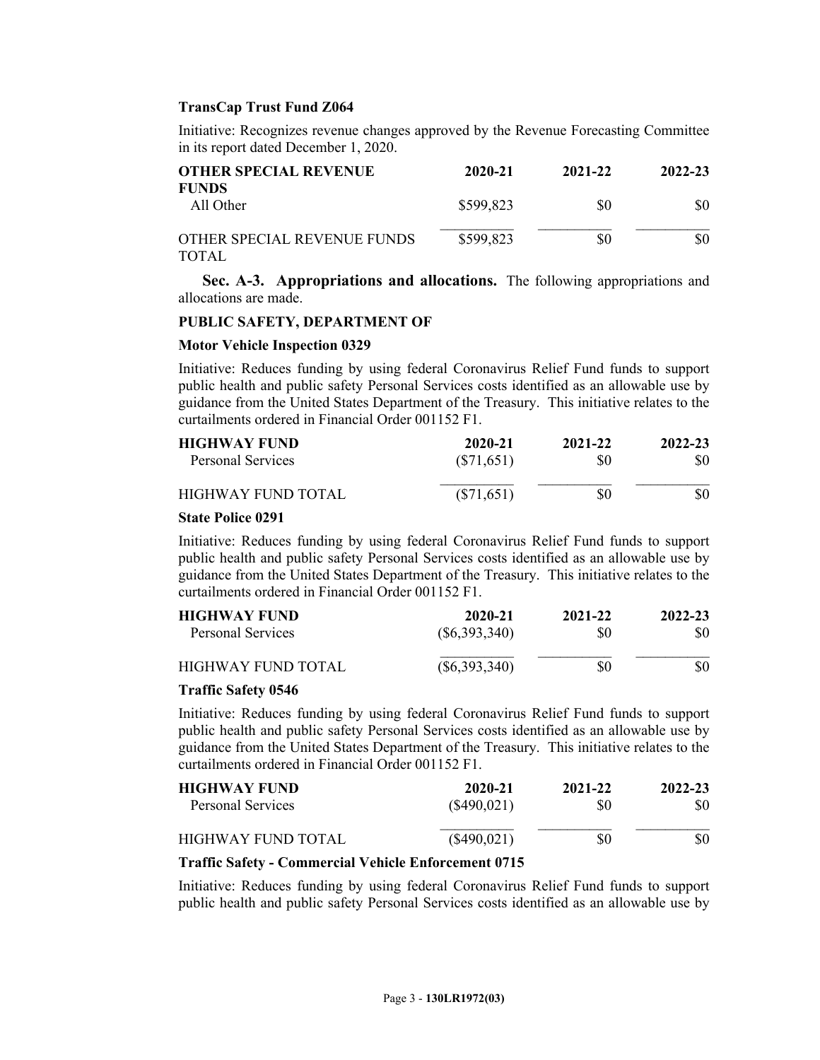**TransCap Trust Fund Z064**

Initiative: Recognizes revenue changes approved by the Revenue Forecasting Committee in its report dated December 1, 2020.

| OTHER SPECIAL REVENUE FUNDS | 2020-21 | 2021-22 | 2022-23 |
|---|---|---|---|
| All Other | $599,823 | $0 | $0 |
| OTHER SPECIAL REVENUE FUNDS TOTAL | $599,823 | $0 | $0 |

**Sec. A-3. Appropriations and allocations.** The following appropriations and allocations are made.

**PUBLIC SAFETY, DEPARTMENT OF**

**Motor Vehicle Inspection 0329**

Initiative: Reduces funding by using federal Coronavirus Relief Fund funds to support public health and public safety Personal Services costs identified as an allowable use by guidance from the United States Department of the Treasury. This initiative relates to the curtailments ordered in Financial Order 001152 F1.

| HIGHWAY FUND | 2020-21 | 2021-22 | 2022-23 |
|---|---|---|---|
| Personal Services | ($71,651) | $0 | $0 |
| HIGHWAY FUND TOTAL | ($71,651) | $0 | $0 |

**State Police 0291**

Initiative: Reduces funding by using federal Coronavirus Relief Fund funds to support public health and public safety Personal Services costs identified as an allowable use by guidance from the United States Department of the Treasury. This initiative relates to the curtailments ordered in Financial Order 001152 F1.

| HIGHWAY FUND | 2020-21 | 2021-22 | 2022-23 |
|---|---|---|---|
| Personal Services | ($6,393,340) | $0 | $0 |
| HIGHWAY FUND TOTAL | ($6,393,340) | $0 | $0 |

**Traffic Safety 0546**

Initiative: Reduces funding by using federal Coronavirus Relief Fund funds to support public health and public safety Personal Services costs identified as an allowable use by guidance from the United States Department of the Treasury. This initiative relates to the curtailments ordered in Financial Order 001152 F1.

| HIGHWAY FUND | 2020-21 | 2021-22 | 2022-23 |
|---|---|---|---|
| Personal Services | ($490,021) | $0 | $0 |
| HIGHWAY FUND TOTAL | ($490,021) | $0 | $0 |

**Traffic Safety - Commercial Vehicle Enforcement 0715**

Initiative: Reduces funding by using federal Coronavirus Relief Fund funds to support public health and public safety Personal Services costs identified as an allowable use by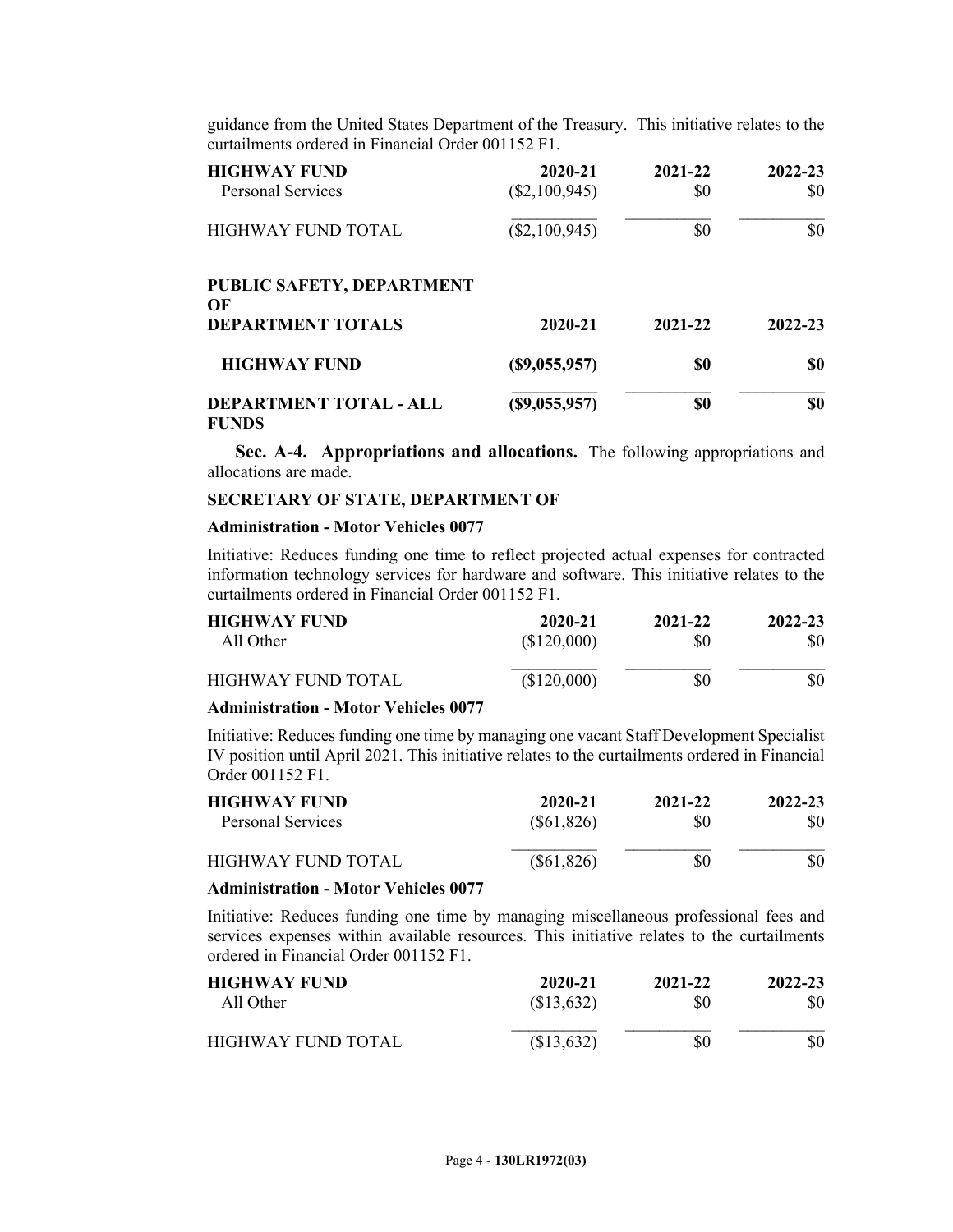guidance from the United States Department of the Treasury. This initiative relates to the curtailments ordered in Financial Order 001152 F1.

| HIGHWAY FUND | 2020-21 | 2021-22 | 2022-23 |
|---|---|---|---|
| Personal Services | ($2,100,945) | $0 | $0 |
| HIGHWAY FUND TOTAL | ($2,100,945) | $0 | $0 |

| PUBLIC SAFETY, DEPARTMENT OF<br>DEPARTMENT TOTALS | 2020-21 | 2021-22 | 2022-23 |
|---|---|---|---|
| **HIGHWAY FUND** | **($9,055,957)** | **$0** | **$0** |
| **DEPARTMENT TOTAL - ALL FUNDS** | **($9,055,957)** | **$0** | **$0** |

**Sec. A-4. Appropriations and allocations.** The following appropriations and allocations are made.

**SECRETARY OF STATE, DEPARTMENT OF**

**Administration - Motor Vehicles 0077**

Initiative: Reduces funding one time to reflect projected actual expenses for contracted information technology services for hardware and software. This initiative relates to the curtailments ordered in Financial Order 001152 F1.

| HIGHWAY FUND | 2020-21 | 2021-22 | 2022-23 |
|---|---|---|---|
| All Other | ($120,000) | $0 | $0 |
| HIGHWAY FUND TOTAL | ($120,000) | $0 | $0 |

**Administration - Motor Vehicles 0077**

Initiative: Reduces funding one time by managing one vacant Staff Development Specialist IV position until April 2021. This initiative relates to the curtailments ordered in Financial Order 001152 F1.

| HIGHWAY FUND | 2020-21 | 2021-22 | 2022-23 |
|---|---|---|---|
| Personal Services | ($61,826) | $0 | $0 |
| HIGHWAY FUND TOTAL | ($61,826) | $0 | $0 |

**Administration - Motor Vehicles 0077**

Initiative: Reduces funding one time by managing miscellaneous professional fees and services expenses within available resources. This initiative relates to the curtailments ordered in Financial Order 001152 F1.

| HIGHWAY FUND | 2020-21 | 2021-22 | 2022-23 |
|---|---|---|---|
| All Other | ($13,632) | $0 | $0 |
| HIGHWAY FUND TOTAL | ($13,632) | $0 | $0 |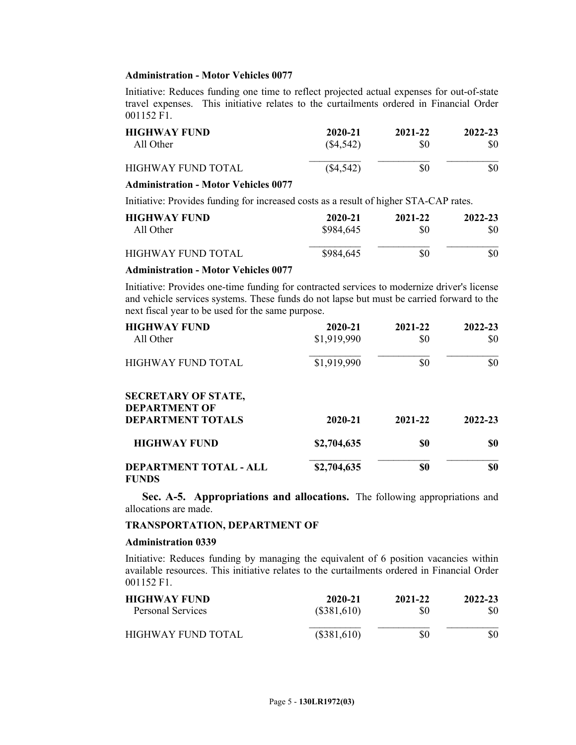**Administration - Motor Vehicles 0077**

Initiative: Reduces funding one time to reflect projected actual expenses for out-of-state travel expenses. This initiative relates to the curtailments ordered in Financial Order 001152 F1.

| HIGHWAY FUND | 2020-21 | 2021-22 | 2022-23 |
|---|---|---|---|
| All Other | ($4,542) | $0 | $0 |
| HIGHWAY FUND TOTAL | ($4,542) | $0 | $0 |

**Administration - Motor Vehicles 0077**

Initiative: Provides funding for increased costs as a result of higher STA-CAP rates.

| HIGHWAY FUND | 2020-21 | 2021-22 | 2022-23 |
|---|---|---|---|
| All Other | $984,645 | $0 | $0 |
| HIGHWAY FUND TOTAL | $984,645 | $0 | $0 |

**Administration - Motor Vehicles 0077**

Initiative: Provides one-time funding for contracted services to modernize driver's license and vehicle services systems. These funds do not lapse but must be carried forward to the next fiscal year to be used for the same purpose.

| HIGHWAY FUND | 2020-21 | 2021-22 | 2022-23 |
|---|---|---|---|
| All Other | $1,919,990 | $0 | $0 |
| HIGHWAY FUND TOTAL | $1,919,990 | $0 | $0 |

| SECRETARY OF STATE, DEPARTMENT OF DEPARTMENT TOTALS | 2020-21 | 2021-22 | 2022-23 |
|---|---|---|---|
| **HIGHWAY FUND** | **$2,704,635** | **$0** | **$0** |
| **DEPARTMENT TOTAL - ALL FUNDS** | **$2,704,635** | **$0** | **$0** |

**Sec. A-5. Appropriations and allocations.** The following appropriations and allocations are made.

**TRANSPORTATION, DEPARTMENT OF**

**Administration 0339**

Initiative: Reduces funding by managing the equivalent of 6 position vacancies within available resources. This initiative relates to the curtailments ordered in Financial Order 001152 F1.

| HIGHWAY FUND | 2020-21 | 2021-22 | 2022-23 |
|---|---|---|---|
| Personal Services | ($381,610) | $0 | $0 |
| HIGHWAY FUND TOTAL | ($381,610) | $0 | $0 |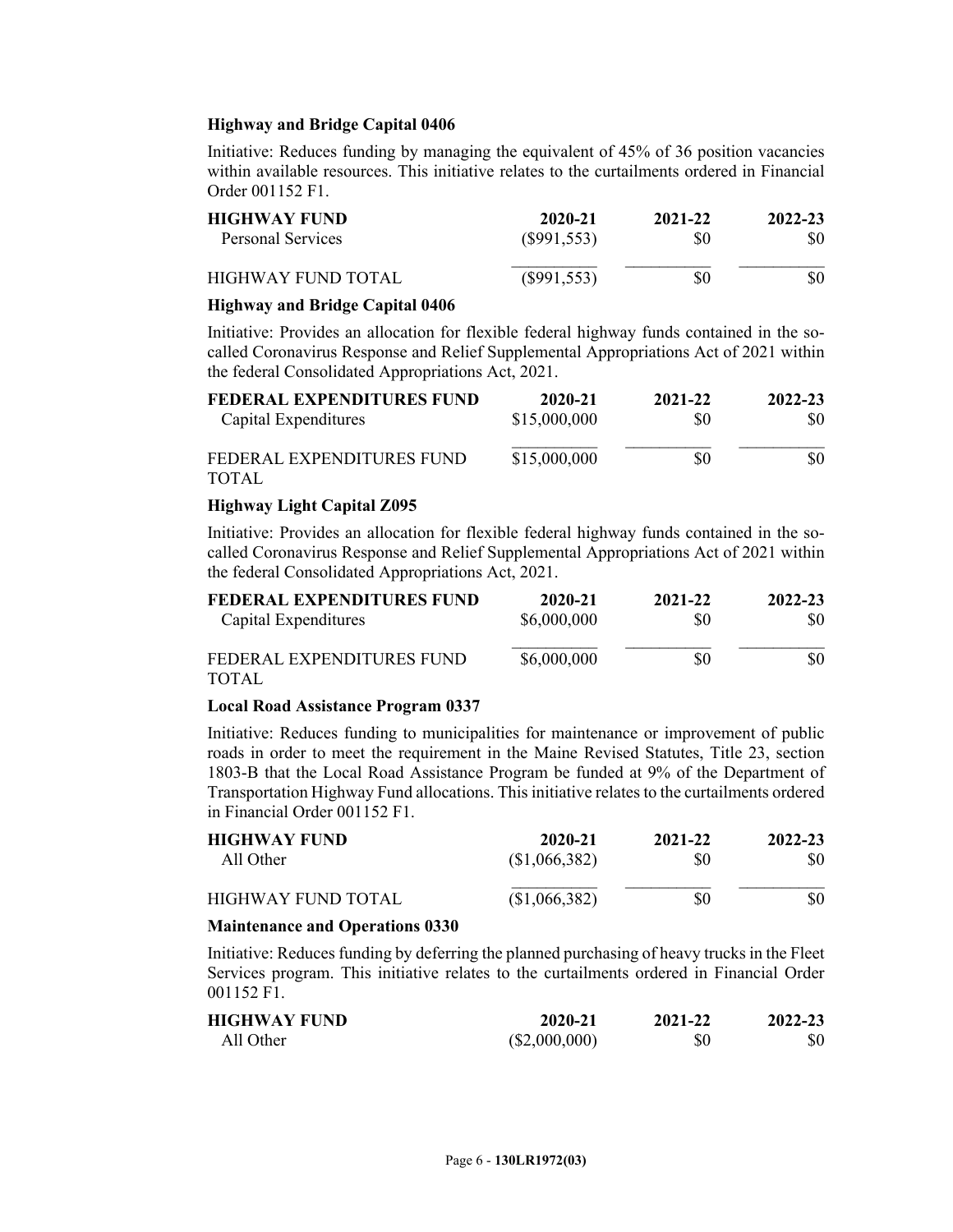**Highway and Bridge Capital 0406**

Initiative: Reduces funding by managing the equivalent of 45% of 36 position vacancies within available resources. This initiative relates to the curtailments ordered in Financial Order 001152 F1.

| HIGHWAY FUND | 2020-21 | 2021-22 | 2022-23 |
|---|---|---|---|
| Personal Services | ($991,553) | $0 | $0 |
| HIGHWAY FUND TOTAL | ($991,553) | $0 | $0 |

**Highway and Bridge Capital 0406**

Initiative: Provides an allocation for flexible federal highway funds contained in the so-called Coronavirus Response and Relief Supplemental Appropriations Act of 2021 within the federal Consolidated Appropriations Act, 2021.

| FEDERAL EXPENDITURES FUND | 2020-21 | 2021-22 | 2022-23 |
|---|---|---|---|
| Capital Expenditures | $15,000,000 | $0 | $0 |
| FEDERAL EXPENDITURES FUND TOTAL | $15,000,000 | $0 | $0 |

**Highway Light Capital Z095**

Initiative: Provides an allocation for flexible federal highway funds contained in the so-called Coronavirus Response and Relief Supplemental Appropriations Act of 2021 within the federal Consolidated Appropriations Act, 2021.

| FEDERAL EXPENDITURES FUND | 2020-21 | 2021-22 | 2022-23 |
|---|---|---|---|
| Capital Expenditures | $6,000,000 | $0 | $0 |
| FEDERAL EXPENDITURES FUND TOTAL | $6,000,000 | $0 | $0 |

**Local Road Assistance Program 0337**

Initiative: Reduces funding to municipalities for maintenance or improvement of public roads in order to meet the requirement in the Maine Revised Statutes, Title 23, section 1803-B that the Local Road Assistance Program be funded at 9% of the Department of Transportation Highway Fund allocations. This initiative relates to the curtailments ordered in Financial Order 001152 F1.

| HIGHWAY FUND | 2020-21 | 2021-22 | 2022-23 |
|---|---|---|---|
| All Other | ($1,066,382) | $0 | $0 |
| HIGHWAY FUND TOTAL | ($1,066,382) | $0 | $0 |

**Maintenance and Operations 0330**

Initiative: Reduces funding by deferring the planned purchasing of heavy trucks in the Fleet Services program. This initiative relates to the curtailments ordered in Financial Order 001152 F1.

| HIGHWAY FUND | 2020-21 | 2021-22 | 2022-23 |
|---|---|---|---|
| All Other | ($2,000,000) | $0 | $0 |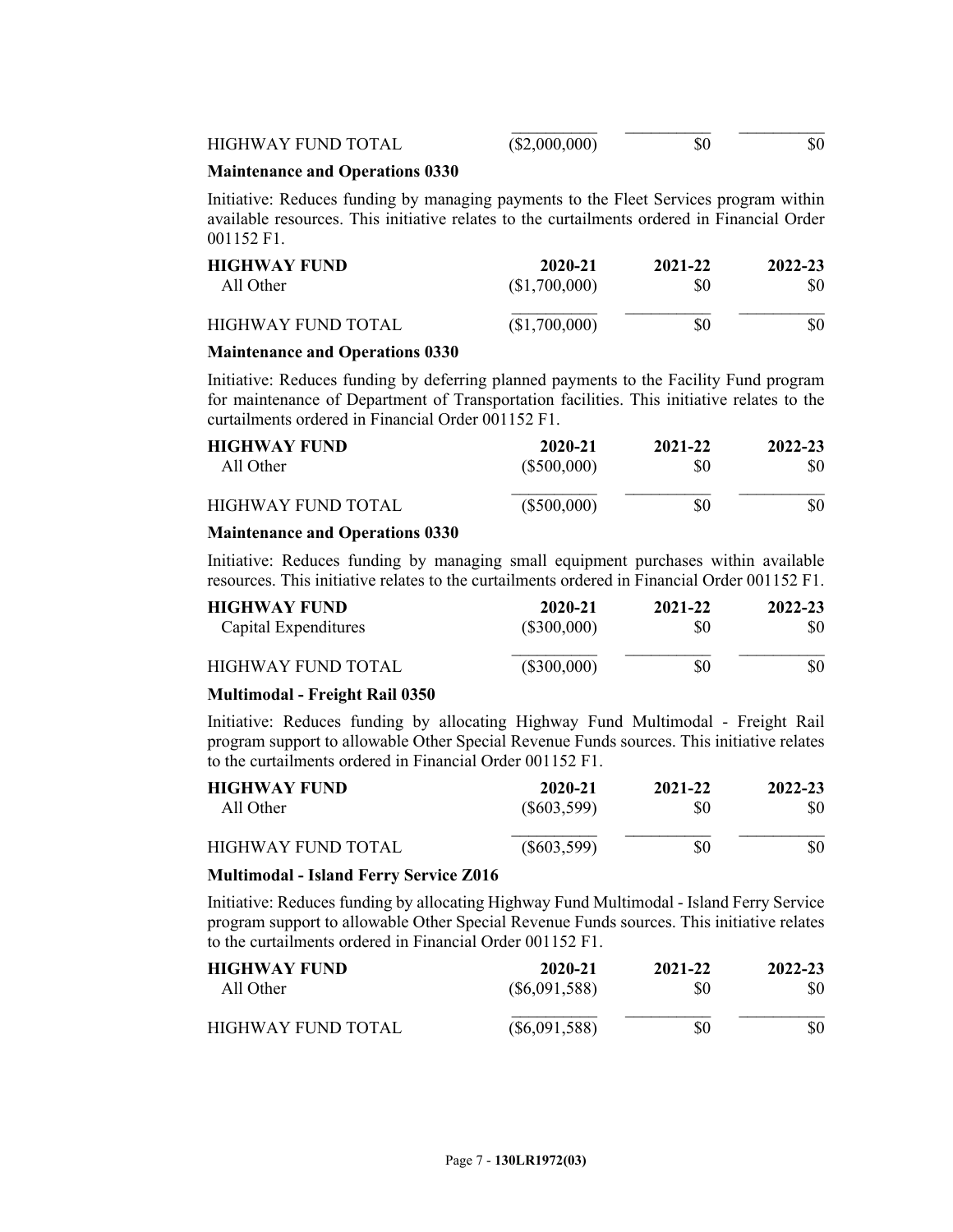| | | | |
|---|---|---|---|
| HIGHWAY FUND TOTAL | ($2,000,000) | $0 | $0 |

**Maintenance and Operations 0330**

Initiative: Reduces funding by managing payments to the Fleet Services program within available resources. This initiative relates to the curtailments ordered in Financial Order 001152 F1.

| HIGHWAY FUND | 2020-21 | 2021-22 | 2022-23 |
|---|---|---|---|
| All Other | ($1,700,000) | $0 | $0 |
| HIGHWAY FUND TOTAL | ($1,700,000) | $0 | $0 |

**Maintenance and Operations 0330**

Initiative: Reduces funding by deferring planned payments to the Facility Fund program for maintenance of Department of Transportation facilities. This initiative relates to the curtailments ordered in Financial Order 001152 F1.

| HIGHWAY FUND | 2020-21 | 2021-22 | 2022-23 |
|---|---|---|---|
| All Other | ($500,000) | $0 | $0 |
| HIGHWAY FUND TOTAL | ($500,000) | $0 | $0 |

**Maintenance and Operations 0330**

Initiative: Reduces funding by managing small equipment purchases within available resources. This initiative relates to the curtailments ordered in Financial Order 001152 F1.

| HIGHWAY FUND | 2020-21 | 2021-22 | 2022-23 |
|---|---|---|---|
| Capital Expenditures | ($300,000) | $0 | $0 |
| HIGHWAY FUND TOTAL | ($300,000) | $0 | $0 |

**Multimodal - Freight Rail 0350**

Initiative: Reduces funding by allocating Highway Fund Multimodal - Freight Rail program support to allowable Other Special Revenue Funds sources. This initiative relates to the curtailments ordered in Financial Order 001152 F1.

| HIGHWAY FUND | 2020-21 | 2021-22 | 2022-23 |
|---|---|---|---|
| All Other | ($603,599) | $0 | $0 |
| HIGHWAY FUND TOTAL | ($603,599) | $0 | $0 |

**Multimodal - Island Ferry Service Z016**

Initiative: Reduces funding by allocating Highway Fund Multimodal - Island Ferry Service program support to allowable Other Special Revenue Funds sources. This initiative relates to the curtailments ordered in Financial Order 001152 F1.

| HIGHWAY FUND | 2020-21 | 2021-22 | 2022-23 |
|---|---|---|---|
| All Other | ($6,091,588) | $0 | $0 |
| HIGHWAY FUND TOTAL | ($6,091,588) | $0 | $0 |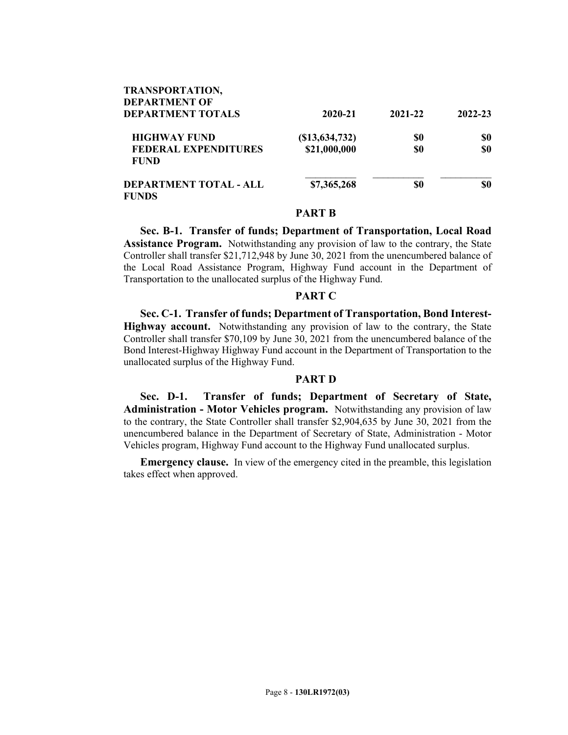| TRANSPORTATION, DEPARTMENT OF DEPARTMENT TOTALS | 2020-21 | 2021-22 | 2022-23 |
|---|---|---|---|
| HIGHWAY FUND | ($13,634,732) | $0 | $0 |
| FEDERAL EXPENDITURES FUND | $21,000,000 | $0 | $0 |
| DEPARTMENT TOTAL - ALL FUNDS | $7,365,268 | $0 | $0 |

## PART B

**Sec. B-1. Transfer of funds; Department of Transportation, Local Road Assistance Program.** Notwithstanding any provision of law to the contrary, the State Controller shall transfer $21,712,948 by June 30, 2021 from the unencumbered balance of the Local Road Assistance Program, Highway Fund account in the Department of Transportation to the unallocated surplus of the Highway Fund.

## PART C

**Sec. C-1. Transfer of funds; Department of Transportation, Bond Interest-Highway account.** Notwithstanding any provision of law to the contrary, the State Controller shall transfer $70,109 by June 30, 2021 from the unencumbered balance of the Bond Interest-Highway Highway Fund account in the Department of Transportation to the unallocated surplus of the Highway Fund.

## PART D

**Sec. D-1. Transfer of funds; Department of Secretary of State, Administration - Motor Vehicles program.** Notwithstanding any provision of law to the contrary, the State Controller shall transfer $2,904,635 by June 30, 2021 from the unencumbered balance in the Department of Secretary of State, Administration - Motor Vehicles program, Highway Fund account to the Highway Fund unallocated surplus.

**Emergency clause.** In view of the emergency cited in the preamble, this legislation takes effect when approved.